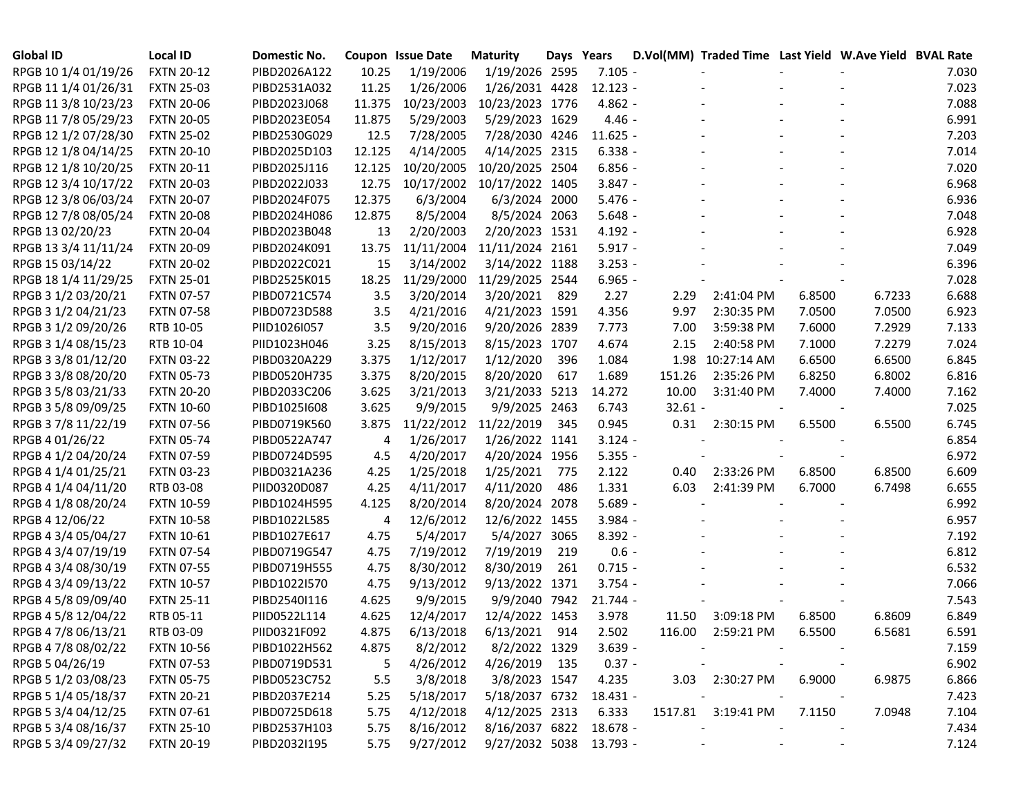| Global ID | Local ID | Domestic No. | Coupon | Issue Date | Maturity | Days | Years | D.Vol(MM) | Traded Time | Last Yield | W.Ave Yield | BVAL Rate |
|---|---|---|---|---|---|---|---|---|---|---|---|---|
| RPGB 10 1/4 01/19/26 | FXTN 20-12 | PIBD2026A122 | 10.25 | 1/19/2006 | 1/19/2026 | 2595 | 7.105 | - | - | - | - | 7.030 |
| RPGB 11 1/4 01/26/31 | FXTN 25-03 | PIBD2531A032 | 11.25 | 1/26/2006 | 1/26/2031 | 4428 | 12.123 | - | - | - | - | 7.023 |
| RPGB 11 3/8 10/23/23 | FXTN 20-06 | PIBD2023J068 | 11.375 | 10/23/2003 | 10/23/2023 | 1776 | 4.862 | - | - | - | - | 7.088 |
| RPGB 11 7/8 05/29/23 | FXTN 20-05 | PIBD2023E054 | 11.875 | 5/29/2003 | 5/29/2023 | 1629 | 4.46 | - | - | - | - | 6.991 |
| RPGB 12 1/2 07/28/30 | FXTN 25-02 | PIBD2530G029 | 12.5 | 7/28/2005 | 7/28/2030 | 4246 | 11.625 | - | - | - | - | 7.203 |
| RPGB 12 1/8 04/14/25 | FXTN 20-10 | PIBD2025D103 | 12.125 | 4/14/2005 | 4/14/2025 | 2315 | 6.338 | - | - | - | - | 7.014 |
| RPGB 12 1/8 10/20/25 | FXTN 20-11 | PIBD2025J116 | 12.125 | 10/20/2005 | 10/20/2025 | 2504 | 6.856 | - | - | - | - | 7.020 |
| RPGB 12 3/4 10/17/22 | FXTN 20-03 | PIBD2022J033 | 12.75 | 10/17/2002 | 10/17/2022 | 1405 | 3.847 | - | - | - | - | 6.968 |
| RPGB 12 3/8 06/03/24 | FXTN 20-07 | PIBD2024F075 | 12.375 | 6/3/2004 | 6/3/2024 | 2000 | 5.476 | - | - | - | - | 6.936 |
| RPGB 12 7/8 08/05/24 | FXTN 20-08 | PIBD2024H086 | 12.875 | 8/5/2004 | 8/5/2024 | 2063 | 5.648 | - | - | - | - | 7.048 |
| RPGB 13 02/20/23 | FXTN 20-04 | PIBD2023B048 | 13 | 2/20/2003 | 2/20/2023 | 1531 | 4.192 | - | - | - | - | 6.928 |
| RPGB 13 3/4 11/11/24 | FXTN 20-09 | PIBD2024K091 | 13.75 | 11/11/2004 | 11/11/2024 | 2161 | 5.917 | - | - | - | - | 7.049 |
| RPGB 15 03/14/22 | FXTN 20-02 | PIBD2022C021 | 15 | 3/14/2002 | 3/14/2022 | 1188 | 3.253 | - | - | - | - | 6.396 |
| RPGB 18 1/4 11/29/25 | FXTN 25-01 | PIBD2525K015 | 18.25 | 11/29/2000 | 11/29/2025 | 2544 | 6.965 | - | - | - | - | 7.028 |
| RPGB 3 1/2 03/20/21 | FXTN 07-57 | PIBD0721C574 | 3.5 | 3/20/2014 | 3/20/2021 | 829 | 2.27 | 2.29 | 2:41:04 PM | 6.8500 | 6.7233 | 6.688 |
| RPGB 3 1/2 04/21/23 | FXTN 07-58 | PIBD0723D588 | 3.5 | 4/21/2016 | 4/21/2023 | 1591 | 4.356 | 9.97 | 2:30:35 PM | 7.0500 | 7.0500 | 6.923 |
| RPGB 3 1/2 09/20/26 | RTB 10-05 | PIID1026I057 | 3.5 | 9/20/2016 | 9/20/2026 | 2839 | 7.773 | 7.00 | 3:59:38 PM | 7.6000 | 7.2929 | 7.133 |
| RPGB 3 1/4 08/15/23 | RTB 10-04 | PIID1023H046 | 3.25 | 8/15/2013 | 8/15/2023 | 1707 | 4.674 | 2.15 | 2:40:58 PM | 7.1000 | 7.2279 | 7.024 |
| RPGB 3 3/8 01/12/20 | FXTN 03-22 | PIBD0320A229 | 3.375 | 1/12/2017 | 1/12/2020 | 396 | 1.084 | 1.98 | 10:27:14 AM | 6.6500 | 6.6500 | 6.845 |
| RPGB 3 3/8 08/20/20 | FXTN 05-73 | PIBD0520H735 | 3.375 | 8/20/2015 | 8/20/2020 | 617 | 1.689 | 151.26 | 2:35:26 PM | 6.8250 | 6.8002 | 6.816 |
| RPGB 3 5/8 03/21/33 | FXTN 20-20 | PIBD2033C206 | 3.625 | 3/21/2013 | 3/21/2033 | 5213 | 14.272 | 10.00 | 3:31:40 PM | 7.4000 | 7.4000 | 7.162 |
| RPGB 3 5/8 09/09/25 | FXTN 10-60 | PIBD1025I608 | 3.625 | 9/9/2015 | 9/9/2025 | 2463 | 6.743 | 32.61 | - | - | - | 7.025 |
| RPGB 3 7/8 11/22/19 | FXTN 07-56 | PIBD0719K560 | 3.875 | 11/22/2012 | 11/22/2019 | 345 | 0.945 | 0.31 | 2:30:15 PM | 6.5500 | 6.5500 | 6.745 |
| RPGB 4 01/26/22 | FXTN 05-74 | PIBD0522A747 | 4 | 1/26/2017 | 1/26/2022 | 1141 | 3.124 | - | - | - | - | 6.854 |
| RPGB 4 1/2 04/20/24 | FXTN 07-59 | PIBD0724D595 | 4.5 | 4/20/2017 | 4/20/2024 | 1956 | 5.355 | - | - | - | - | 6.972 |
| RPGB 4 1/4 01/25/21 | FXTN 03-23 | PIBD0321A236 | 4.25 | 1/25/2018 | 1/25/2021 | 775 | 2.122 | 0.40 | 2:33:26 PM | 6.8500 | 6.8500 | 6.609 |
| RPGB 4 1/4 04/11/20 | RTB 03-08 | PIID0320D087 | 4.25 | 4/11/2017 | 4/11/2020 | 486 | 1.331 | 6.03 | 2:41:39 PM | 6.7000 | 6.7498 | 6.655 |
| RPGB 4 1/8 08/20/24 | FXTN 10-59 | PIBD1024H595 | 4.125 | 8/20/2014 | 8/20/2024 | 2078 | 5.689 | - | - | - | - | 6.992 |
| RPGB 4 12/06/22 | FXTN 10-58 | PIBD1022L585 | 4 | 12/6/2012 | 12/6/2022 | 1455 | 3.984 | - | - | - | - | 6.957 |
| RPGB 4 3/4 05/04/27 | FXTN 10-61 | PIBD1027E617 | 4.75 | 5/4/2017 | 5/4/2027 | 3065 | 8.392 | - | - | - | - | 7.192 |
| RPGB 4 3/4 07/19/19 | FXTN 07-54 | PIBD0719G547 | 4.75 | 7/19/2012 | 7/19/2019 | 219 | 0.6 | - | - | - | - | 6.812 |
| RPGB 4 3/4 08/30/19 | FXTN 07-55 | PIBD0719H555 | 4.75 | 8/30/2012 | 8/30/2019 | 261 | 0.715 | - | - | - | - | 6.532 |
| RPGB 4 3/4 09/13/22 | FXTN 10-57 | PIBD1022I570 | 4.75 | 9/13/2012 | 9/13/2022 | 1371 | 3.754 | - | - | - | - | 7.066 |
| RPGB 4 5/8 09/09/40 | FXTN 25-11 | PIBD2540I116 | 4.625 | 9/9/2015 | 9/9/2040 | 7942 | 21.744 | - | - | - | - | 7.543 |
| RPGB 4 5/8 12/04/22 | RTB 05-11 | PIID0522L114 | 4.625 | 12/4/2017 | 12/4/2022 | 1453 | 3.978 | 11.50 | 3:09:18 PM | 6.8500 | 6.8609 | 6.849 |
| RPGB 4 7/8 06/13/21 | RTB 03-09 | PIID0321F092 | 4.875 | 6/13/2018 | 6/13/2021 | 914 | 2.502 | 116.00 | 2:59:21 PM | 6.5500 | 6.5681 | 6.591 |
| RPGB 4 7/8 08/02/22 | FXTN 10-56 | PIBD1022H562 | 4.875 | 8/2/2012 | 8/2/2022 | 1329 | 3.639 | - | - | - | - | 7.159 |
| RPGB 5 04/26/19 | FXTN 07-53 | PIBD0719D531 | 5 | 4/26/2012 | 4/26/2019 | 135 | 0.37 | - | - | - | - | 6.902 |
| RPGB 5 1/2 03/08/23 | FXTN 05-75 | PIBD0523C752 | 5.5 | 3/8/2018 | 3/8/2023 | 1547 | 4.235 | 3.03 | 2:30:27 PM | 6.9000 | 6.9875 | 6.866 |
| RPGB 5 1/4 05/18/37 | FXTN 20-21 | PIBD2037E214 | 5.25 | 5/18/2017 | 5/18/2037 | 6732 | 18.431 | - | - | - | - | 7.423 |
| RPGB 5 3/4 04/12/25 | FXTN 07-61 | PIBD0725D618 | 5.75 | 4/12/2018 | 4/12/2025 | 2313 | 6.333 | 1517.81 | 3:19:41 PM | 7.1150 | 7.0948 | 7.104 |
| RPGB 5 3/4 08/16/37 | FXTN 25-10 | PIBD2537H103 | 5.75 | 8/16/2012 | 8/16/2037 | 6822 | 18.678 | - | - | - | - | 7.434 |
| RPGB 5 3/4 09/27/32 | FXTN 20-19 | PIBD2032I195 | 5.75 | 9/27/2012 | 9/27/2032 | 5038 | 13.793 | - | - | - | - | 7.124 |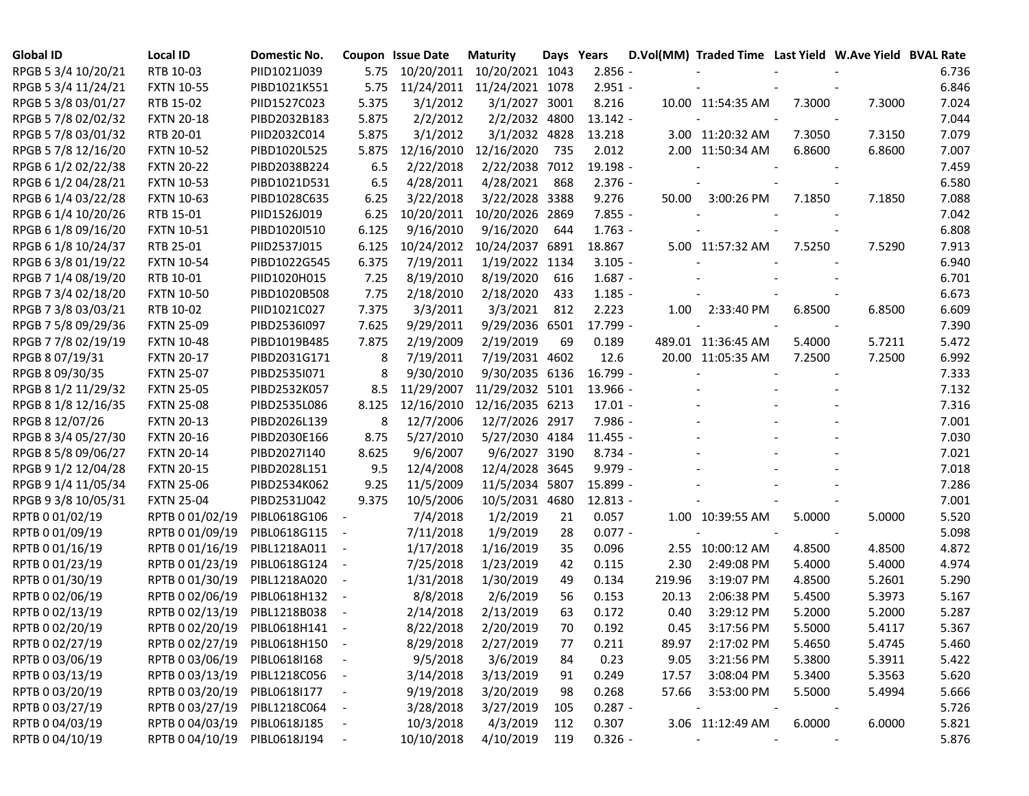| Global ID | Local ID | Domestic No. | Coupon | Issue Date | Maturity | Days | Years | D.Vol(MM) | Traded Time | Last Yield | W.Ave Yield | BVAL Rate |
|---|---|---|---|---|---|---|---|---|---|---|---|---|
| RPGB 5 3/4 10/20/21 | RTB 10-03 | PIID1021J039 | 5.75 | 10/20/2011 | 10/20/2021 | 1043 | 2.856 | - | - | - | - | 6.736 |
| RPGB 5 3/4 11/24/21 | FXTN 10-55 | PIBD1021K551 | 5.75 | 11/24/2011 | 11/24/2021 | 1078 | 2.951 | - | - | - | - | 6.846 |
| RPGB 5 3/8 03/01/27 | RTB 15-02 | PIID1527C023 | 5.375 | 3/1/2012 | 3/1/2027 | 3001 | 8.216 | 10.00 | 11:54:35 AM | 7.3000 | 7.3000 | 7.024 |
| RPGB 5 7/8 02/02/32 | FXTN 20-18 | PIBD2032B183 | 5.875 | 2/2/2012 | 2/2/2032 | 4800 | 13.142 | - | - | - | - | 7.044 |
| RPGB 5 7/8 03/01/32 | RTB 20-01 | PIID2032C014 | 5.875 | 3/1/2012 | 3/1/2032 | 4828 | 13.218 | 3.00 | 11:20:32 AM | 7.3050 | 7.3150 | 7.079 |
| RPGB 5 7/8 12/16/20 | FXTN 10-52 | PIBD1020L525 | 5.875 | 12/16/2010 | 12/16/2020 | 735 | 2.012 | 2.00 | 11:50:34 AM | 6.8600 | 6.8600 | 7.007 |
| RPGB 6 1/2 02/22/38 | FXTN 20-22 | PIBD2038B224 | 6.5 | 2/22/2018 | 2/22/2038 | 7012 | 19.198 | - | - | - | - | 7.459 |
| RPGB 6 1/2 04/28/21 | FXTN 10-53 | PIBD1021D531 | 6.5 | 4/28/2011 | 4/28/2021 | 868 | 2.376 | - | - | - | - | 6.580 |
| RPGB 6 1/4 03/22/28 | FXTN 10-63 | PIBD1028C635 | 6.25 | 3/22/2018 | 3/22/2028 | 3388 | 9.276 | 50.00 | 3:00:26 PM | 7.1850 | 7.1850 | 7.088 |
| RPGB 6 1/4 10/20/26 | RTB 15-01 | PIID1526J019 | 6.25 | 10/20/2011 | 10/20/2026 | 2869 | 7.855 | - | - | - | - | 7.042 |
| RPGB 6 1/8 09/16/20 | FXTN 10-51 | PIBD1020I510 | 6.125 | 9/16/2010 | 9/16/2020 | 644 | 1.763 | - | - | - | - | 6.808 |
| RPGB 6 1/8 10/24/37 | RTB 25-01 | PIID2537J015 | 6.125 | 10/24/2012 | 10/24/2037 | 6891 | 18.867 | 5.00 | 11:57:32 AM | 7.5250 | 7.5290 | 7.913 |
| RPGB 6 3/8 01/19/22 | FXTN 10-54 | PIBD1022G545 | 6.375 | 7/19/2011 | 1/19/2022 | 1134 | 3.105 | - | - | - | - | 6.940 |
| RPGB 7 1/4 08/19/20 | RTB 10-01 | PIID1020H015 | 7.25 | 8/19/2010 | 8/19/2020 | 616 | 1.687 | - | - | - | - | 6.701 |
| RPGB 7 3/4 02/18/20 | FXTN 10-50 | PIBD1020B508 | 7.75 | 2/18/2010 | 2/18/2020 | 433 | 1.185 | - | - | - | - | 6.673 |
| RPGB 7 3/8 03/03/21 | RTB 10-02 | PIID1021C027 | 7.375 | 3/3/2011 | 3/3/2021 | 812 | 2.223 | 1.00 | 2:33:40 PM | 6.8500 | 6.8500 | 6.609 |
| RPGB 7 5/8 09/29/36 | FXTN 25-09 | PIBD2536I097 | 7.625 | 9/29/2011 | 9/29/2036 | 6501 | 17.799 | - | - | - | - | 7.390 |
| RPGB 7 7/8 02/19/19 | FXTN 10-48 | PIBD1019B485 | 7.875 | 2/19/2009 | 2/19/2019 | 69 | 0.189 | 489.01 | 11:36:45 AM | 5.4000 | 5.7211 | 5.472 |
| RPGB 8 07/19/31 | FXTN 20-17 | PIBD2031G171 | 8 | 7/19/2011 | 7/19/2031 | 4602 | 12.6 | 20.00 | 11:05:35 AM | 7.2500 | 7.2500 | 6.992 |
| RPGB 8 09/30/35 | FXTN 25-07 | PIBD2535I071 | 8 | 9/30/2010 | 9/30/2035 | 6136 | 16.799 | - | - | - | - | 7.333 |
| RPGB 8 1/2 11/29/32 | FXTN 25-05 | PIBD2532K057 | 8.5 | 11/29/2007 | 11/29/2032 | 5101 | 13.966 | - | - | - | - | 7.132 |
| RPGB 8 1/8 12/16/35 | FXTN 25-08 | PIBD2535L086 | 8.125 | 12/16/2010 | 12/16/2035 | 6213 | 17.01 | - | - | - | - | 7.316 |
| RPGB 8 12/07/26 | FXTN 20-13 | PIBD2026L139 | 8 | 12/7/2006 | 12/7/2026 | 2917 | 7.986 | - | - | - | - | 7.001 |
| RPGB 8 3/4 05/27/30 | FXTN 20-16 | PIBD2030E166 | 8.75 | 5/27/2010 | 5/27/2030 | 4184 | 11.455 | - | - | - | - | 7.030 |
| RPGB 8 5/8 09/06/27 | FXTN 20-14 | PIBD2027I140 | 8.625 | 9/6/2007 | 9/6/2027 | 3190 | 8.734 | - | - | - | - | 7.021 |
| RPGB 9 1/2 12/04/28 | FXTN 20-15 | PIBD2028L151 | 9.5 | 12/4/2008 | 12/4/2028 | 3645 | 9.979 | - | - | - | - | 7.018 |
| RPGB 9 1/4 11/05/34 | FXTN 25-06 | PIBD2534K062 | 9.25 | 11/5/2009 | 11/5/2034 | 5807 | 15.899 | - | - | - | - | 7.286 |
| RPGB 9 3/8 10/05/31 | FXTN 25-04 | PIBD2531J042 | 9.375 | 10/5/2006 | 10/5/2031 | 4680 | 12.813 | - | - | - | - | 7.001 |
| RPTB 0 01/02/19 | RPTB 0 01/02/19 | PIBL0618G106 | - | 7/4/2018 | 1/2/2019 | 21 | 0.057 | 1.00 | 10:39:55 AM | 5.0000 | 5.0000 | 5.520 |
| RPTB 0 01/09/19 | RPTB 0 01/09/19 | PIBL0618G115 | - | 7/11/2018 | 1/9/2019 | 28 | 0.077 | - | - | - | - | 5.098 |
| RPTB 0 01/16/19 | RPTB 0 01/16/19 | PIBL1218A011 | - | 1/17/2018 | 1/16/2019 | 35 | 0.096 | 2.55 | 10:00:12 AM | 4.8500 | 4.8500 | 4.872 |
| RPTB 0 01/23/19 | RPTB 0 01/23/19 | PIBL0618G124 | - | 7/25/2018 | 1/23/2019 | 42 | 0.115 | 2.30 | 2:49:08 PM | 5.4000 | 5.4000 | 4.974 |
| RPTB 0 01/30/19 | RPTB 0 01/30/19 | PIBL1218A020 | - | 1/31/2018 | 1/30/2019 | 49 | 0.134 | 219.96 | 3:19:07 PM | 4.8500 | 5.2601 | 5.290 |
| RPTB 0 02/06/19 | RPTB 0 02/06/19 | PIBL0618H132 | - | 8/8/2018 | 2/6/2019 | 56 | 0.153 | 20.13 | 2:06:38 PM | 5.4500 | 5.3973 | 5.167 |
| RPTB 0 02/13/19 | RPTB 0 02/13/19 | PIBL1218B038 | - | 2/14/2018 | 2/13/2019 | 63 | 0.172 | 0.40 | 3:29:12 PM | 5.2000 | 5.2000 | 5.287 |
| RPTB 0 02/20/19 | RPTB 0 02/20/19 | PIBL0618H141 | - | 8/22/2018 | 2/20/2019 | 70 | 0.192 | 0.45 | 3:17:56 PM | 5.5000 | 5.4117 | 5.367 |
| RPTB 0 02/27/19 | RPTB 0 02/27/19 | PIBL0618H150 | - | 8/29/2018 | 2/27/2019 | 77 | 0.211 | 89.97 | 2:17:02 PM | 5.4650 | 5.4745 | 5.460 |
| RPTB 0 03/06/19 | RPTB 0 03/06/19 | PIBL0618I168 | - | 9/5/2018 | 3/6/2019 | 84 | 0.23 | 9.05 | 3:21:56 PM | 5.3800 | 5.3911 | 5.422 |
| RPTB 0 03/13/19 | RPTB 0 03/13/19 | PIBL1218C056 | - | 3/14/2018 | 3/13/2019 | 91 | 0.249 | 17.57 | 3:08:04 PM | 5.3400 | 5.3563 | 5.620 |
| RPTB 0 03/20/19 | RPTB 0 03/20/19 | PIBL0618I177 | - | 9/19/2018 | 3/20/2019 | 98 | 0.268 | 57.66 | 3:53:00 PM | 5.5000 | 5.4994 | 5.666 |
| RPTB 0 03/27/19 | RPTB 0 03/27/19 | PIBL1218C064 | - | 3/28/2018 | 3/27/2019 | 105 | 0.287 | - | - | - | - | 5.726 |
| RPTB 0 04/03/19 | RPTB 0 04/03/19 | PIBL0618J185 | - | 10/3/2018 | 4/3/2019 | 112 | 0.307 | 3.06 | 11:12:49 AM | 6.0000 | 6.0000 | 5.821 |
| RPTB 0 04/10/19 | RPTB 0 04/10/19 | PIBL0618J194 | - | 10/10/2018 | 4/10/2019 | 119 | 0.326 | - | - | - | - | 5.876 |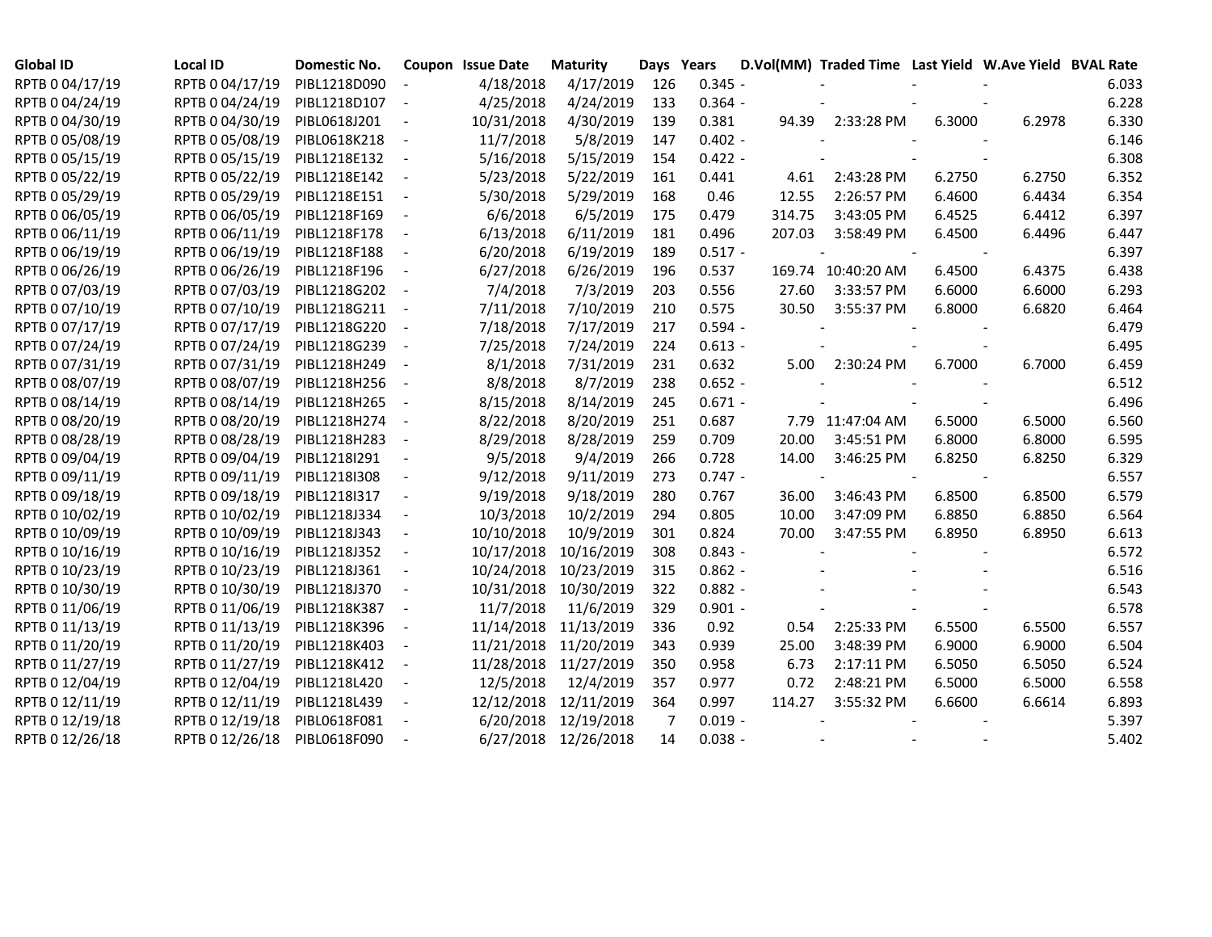| Global ID | Local ID | Domestic No. | Coupon | Issue Date | Maturity | Days | Years | D.Vol(MM) | Traded Time | Last Yield | W.Ave Yield | BVAL Rate |
|---|---|---|---|---|---|---|---|---|---|---|---|---|
| RPTB 0 04/17/19 | RPTB 0 04/17/19 | PIBL1218D090 | - | 4/18/2018 | 4/17/2019 | 126 | 0.345 | - | - | - | - | 6.033 |
| RPTB 0 04/24/19 | RPTB 0 04/24/19 | PIBL1218D107 | - | 4/25/2018 | 4/24/2019 | 133 | 0.364 | - | - | - | - | 6.228 |
| RPTB 0 04/30/19 | RPTB 0 04/30/19 | PIBL0618J201 | - | 10/31/2018 | 4/30/2019 | 139 | 0.381 | 94.39 | 2:33:28 PM | 6.3000 | 6.2978 | 6.330 |
| RPTB 0 05/08/19 | RPTB 0 05/08/19 | PIBL0618K218 | - | 11/7/2018 | 5/8/2019 | 147 | 0.402 | - | - | - | - | 6.146 |
| RPTB 0 05/15/19 | RPTB 0 05/15/19 | PIBL1218E132 | - | 5/16/2018 | 5/15/2019 | 154 | 0.422 | - | - | - | - | 6.308 |
| RPTB 0 05/22/19 | RPTB 0 05/22/19 | PIBL1218E142 | - | 5/23/2018 | 5/22/2019 | 161 | 0.441 | 4.61 | 2:43:28 PM | 6.2750 | 6.2750 | 6.352 |
| RPTB 0 05/29/19 | RPTB 0 05/29/19 | PIBL1218E151 | - | 5/30/2018 | 5/29/2019 | 168 | 0.46 | 12.55 | 2:26:57 PM | 6.4600 | 6.4434 | 6.354 |
| RPTB 0 06/05/19 | RPTB 0 06/05/19 | PIBL1218F169 | - | 6/6/2018 | 6/5/2019 | 175 | 0.479 | 314.75 | 3:43:05 PM | 6.4525 | 6.4412 | 6.397 |
| RPTB 0 06/11/19 | RPTB 0 06/11/19 | PIBL1218F178 | - | 6/13/2018 | 6/11/2019 | 181 | 0.496 | 207.03 | 3:58:49 PM | 6.4500 | 6.4496 | 6.447 |
| RPTB 0 06/19/19 | RPTB 0 06/19/19 | PIBL1218F188 | - | 6/20/2018 | 6/19/2019 | 189 | 0.517 | - | - | - | - | 6.397 |
| RPTB 0 06/26/19 | RPTB 0 06/26/19 | PIBL1218F196 | - | 6/27/2018 | 6/26/2019 | 196 | 0.537 | 169.74 | 10:40:20 AM | 6.4500 | 6.4375 | 6.438 |
| RPTB 0 07/03/19 | RPTB 0 07/03/19 | PIBL1218G202 | - | 7/4/2018 | 7/3/2019 | 203 | 0.556 | 27.60 | 3:33:57 PM | 6.6000 | 6.6000 | 6.293 |
| RPTB 0 07/10/19 | RPTB 0 07/10/19 | PIBL1218G211 | - | 7/11/2018 | 7/10/2019 | 210 | 0.575 | 30.50 | 3:55:37 PM | 6.8000 | 6.6820 | 6.464 |
| RPTB 0 07/17/19 | RPTB 0 07/17/19 | PIBL1218G220 | - | 7/18/2018 | 7/17/2019 | 217 | 0.594 | - | - | - | - | 6.479 |
| RPTB 0 07/24/19 | RPTB 0 07/24/19 | PIBL1218G239 | - | 7/25/2018 | 7/24/2019 | 224 | 0.613 | - | - | - | - | 6.495 |
| RPTB 0 07/31/19 | RPTB 0 07/31/19 | PIBL1218H249 | - | 8/1/2018 | 7/31/2019 | 231 | 0.632 | 5.00 | 2:30:24 PM | 6.7000 | 6.7000 | 6.459 |
| RPTB 0 08/07/19 | RPTB 0 08/07/19 | PIBL1218H256 | - | 8/8/2018 | 8/7/2019 | 238 | 0.652 | - | - | - | - | 6.512 |
| RPTB 0 08/14/19 | RPTB 0 08/14/19 | PIBL1218H265 | - | 8/15/2018 | 8/14/2019 | 245 | 0.671 | - | - | - | - | 6.496 |
| RPTB 0 08/20/19 | RPTB 0 08/20/19 | PIBL1218H274 | - | 8/22/2018 | 8/20/2019 | 251 | 0.687 | 7.79 | 11:47:04 AM | 6.5000 | 6.5000 | 6.560 |
| RPTB 0 08/28/19 | RPTB 0 08/28/19 | PIBL1218H283 | - | 8/29/2018 | 8/28/2019 | 259 | 0.709 | 20.00 | 3:45:51 PM | 6.8000 | 6.8000 | 6.595 |
| RPTB 0 09/04/19 | RPTB 0 09/04/19 | PIBL1218I291 | - | 9/5/2018 | 9/4/2019 | 266 | 0.728 | 14.00 | 3:46:25 PM | 6.8250 | 6.8250 | 6.329 |
| RPTB 0 09/11/19 | RPTB 0 09/11/19 | PIBL1218I308 | - | 9/12/2018 | 9/11/2019 | 273 | 0.747 | - | - | - | - | 6.557 |
| RPTB 0 09/18/19 | RPTB 0 09/18/19 | PIBL1218I317 | - | 9/19/2018 | 9/18/2019 | 280 | 0.767 | 36.00 | 3:46:43 PM | 6.8500 | 6.8500 | 6.579 |
| RPTB 0 10/02/19 | RPTB 0 10/02/19 | PIBL1218J334 | - | 10/3/2018 | 10/2/2019 | 294 | 0.805 | 10.00 | 3:47:09 PM | 6.8850 | 6.8850 | 6.564 |
| RPTB 0 10/09/19 | RPTB 0 10/09/19 | PIBL1218J343 | - | 10/10/2018 | 10/9/2019 | 301 | 0.824 | 70.00 | 3:47:55 PM | 6.8950 | 6.8950 | 6.613 |
| RPTB 0 10/16/19 | RPTB 0 10/16/19 | PIBL1218J352 | - | 10/17/2018 | 10/16/2019 | 308 | 0.843 | - | - | - | - | 6.572 |
| RPTB 0 10/23/19 | RPTB 0 10/23/19 | PIBL1218J361 | - | 10/24/2018 | 10/23/2019 | 315 | 0.862 | - | - | - | - | 6.516 |
| RPTB 0 10/30/19 | RPTB 0 10/30/19 | PIBL1218J370 | - | 10/31/2018 | 10/30/2019 | 322 | 0.882 | - | - | - | - | 6.543 |
| RPTB 0 11/06/19 | RPTB 0 11/06/19 | PIBL1218K387 | - | 11/7/2018 | 11/6/2019 | 329 | 0.901 | - | - | - | - | 6.578 |
| RPTB 0 11/13/19 | RPTB 0 11/13/19 | PIBL1218K396 | - | 11/14/2018 | 11/13/2019 | 336 | 0.92 | 0.54 | 2:25:33 PM | 6.5500 | 6.5500 | 6.557 |
| RPTB 0 11/20/19 | RPTB 0 11/20/19 | PIBL1218K403 | - | 11/21/2018 | 11/20/2019 | 343 | 0.939 | 25.00 | 3:48:39 PM | 6.9000 | 6.9000 | 6.504 |
| RPTB 0 11/27/19 | RPTB 0 11/27/19 | PIBL1218K412 | - | 11/28/2018 | 11/27/2019 | 350 | 0.958 | 6.73 | 2:17:11 PM | 6.5050 | 6.5050 | 6.524 |
| RPTB 0 12/04/19 | RPTB 0 12/04/19 | PIBL1218L420 | - | 12/5/2018 | 12/4/2019 | 357 | 0.977 | 0.72 | 2:48:21 PM | 6.5000 | 6.5000 | 6.558 |
| RPTB 0 12/11/19 | RPTB 0 12/11/19 | PIBL1218L439 | - | 12/12/2018 | 12/11/2019 | 364 | 0.997 | 114.27 | 3:55:32 PM | 6.6600 | 6.6614 | 6.893 |
| RPTB 0 12/19/18 | RPTB 0 12/19/18 | PIBL0618F081 | - | 6/20/2018 | 12/19/2018 | 7 | 0.019 | - | - | - | - | 5.397 |
| RPTB 0 12/26/18 | RPTB 0 12/26/18 | PIBL0618F090 | - | 6/27/2018 | 12/26/2018 | 14 | 0.038 | - | - | - | - | 5.402 |